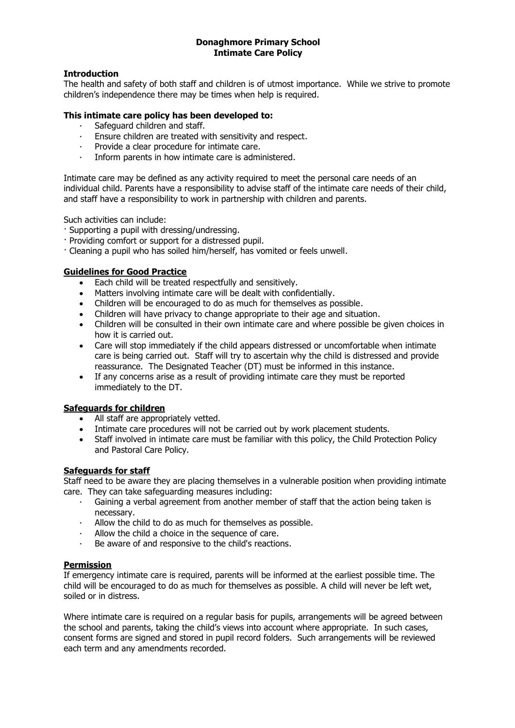# Donaghmore Primary School
# Intimate Care Policy

**Introduction**

The health and safety of both staff and children is of utmost importance. While we strive to promote children's independence there may be times when help is required.

**This intimate care policy has been developed to:**

- Safeguard children and staff.
- Ensure children are treated with sensitivity and respect.
- Provide a clear procedure for intimate care.
- Inform parents in how intimate care is administered.

Intimate care may be defined as any activity required to meet the personal care needs of an individual child. Parents have a responsibility to advise staff of the intimate care needs of their child, and staff have a responsibility to work in partnership with children and parents.

Such activities can include:

- Supporting a pupil with dressing/undressing.
- Providing comfort or support for a distressed pupil.
- Cleaning a pupil who has soiled him/herself, has vomited or feels unwell.

**Guidelines for Good Practice**

- Each child will be treated respectfully and sensitively.
- Matters involving intimate care will be dealt with confidentially.
- Children will be encouraged to do as much for themselves as possible.
- Children will have privacy to change appropriate to their age and situation.
- Children will be consulted in their own intimate care and where possible be given choices in how it is carried out.
- Care will stop immediately if the child appears distressed or uncomfortable when intimate care is being carried out. Staff will try to ascertain why the child is distressed and provide reassurance. The Designated Teacher (DT) must be informed in this instance.
- If any concerns arise as a result of providing intimate care they must be reported immediately to the DT.

**Safeguards for children**

- All staff are appropriately vetted.
- Intimate care procedures will not be carried out by work placement students.
- Staff involved in intimate care must be familiar with this policy, the Child Protection Policy and Pastoral Care Policy.

**Safeguards for staff**

Staff need to be aware they are placing themselves in a vulnerable position when providing intimate care. They can take safeguarding measures including:

- Gaining a verbal agreement from another member of staff that the action being taken is necessary.
- Allow the child to do as much for themselves as possible.
- Allow the child a choice in the sequence of care.
- Be aware of and responsive to the child's reactions.

**Permission**

If emergency intimate care is required, parents will be informed at the earliest possible time. The child will be encouraged to do as much for themselves as possible. A child will never be left wet, soiled or in distress.

Where intimate care is required on a regular basis for pupils, arrangements will be agreed between the school and parents, taking the child's views into account where appropriate. In such cases, consent forms are signed and stored in pupil record folders. Such arrangements will be reviewed each term and any amendments recorded.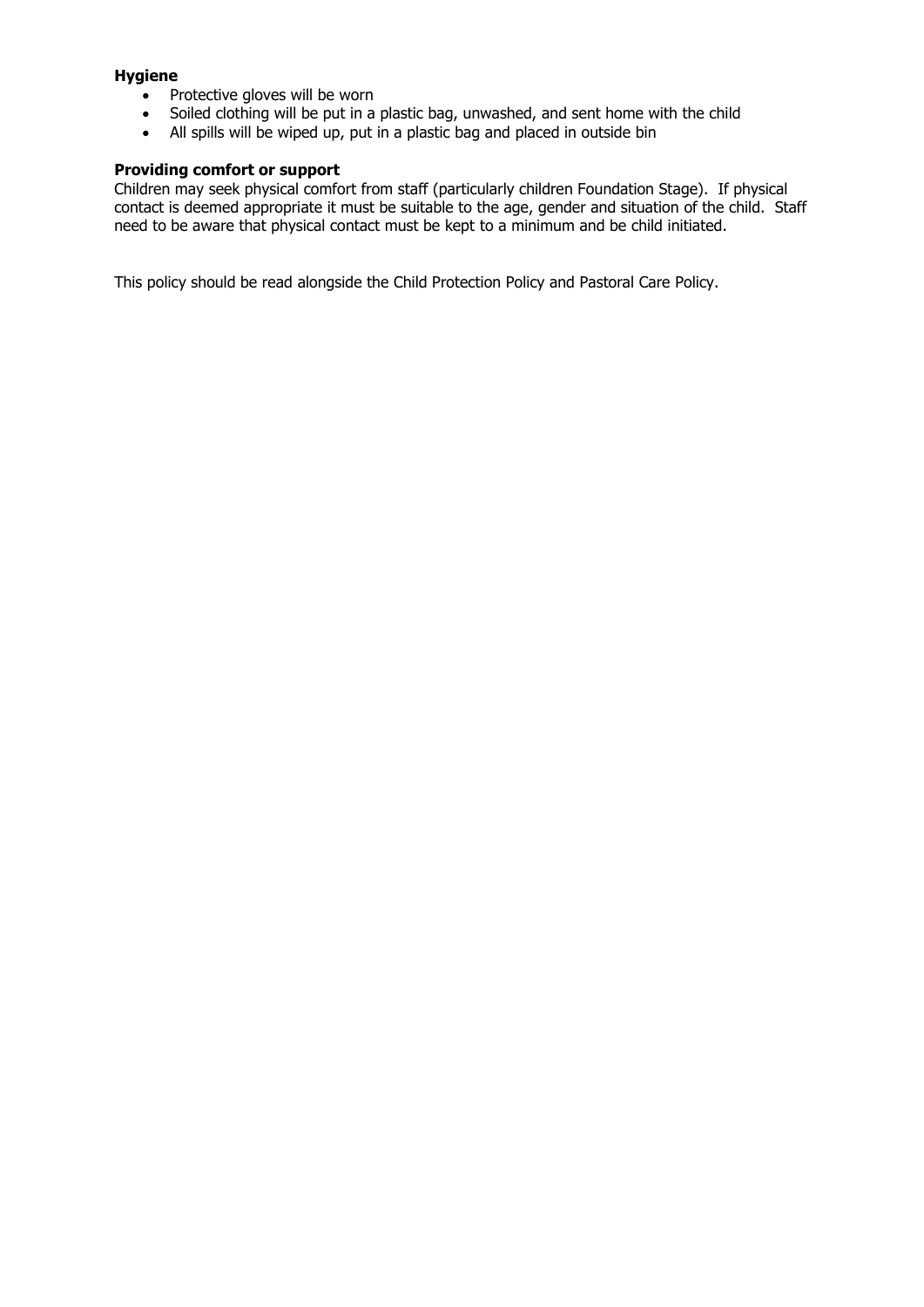**Hygiene**

- Protective gloves will be worn
- Soiled clothing will be put in a plastic bag, unwashed, and sent home with the child
- All spills will be wiped up, put in a plastic bag and placed in outside bin

**Providing comfort or support**

Children may seek physical comfort from staff (particularly children Foundation Stage). If physical contact is deemed appropriate it must be suitable to the age, gender and situation of the child. Staff need to be aware that physical contact must be kept to a minimum and be child initiated.

This policy should be read alongside the Child Protection Policy and Pastoral Care Policy.